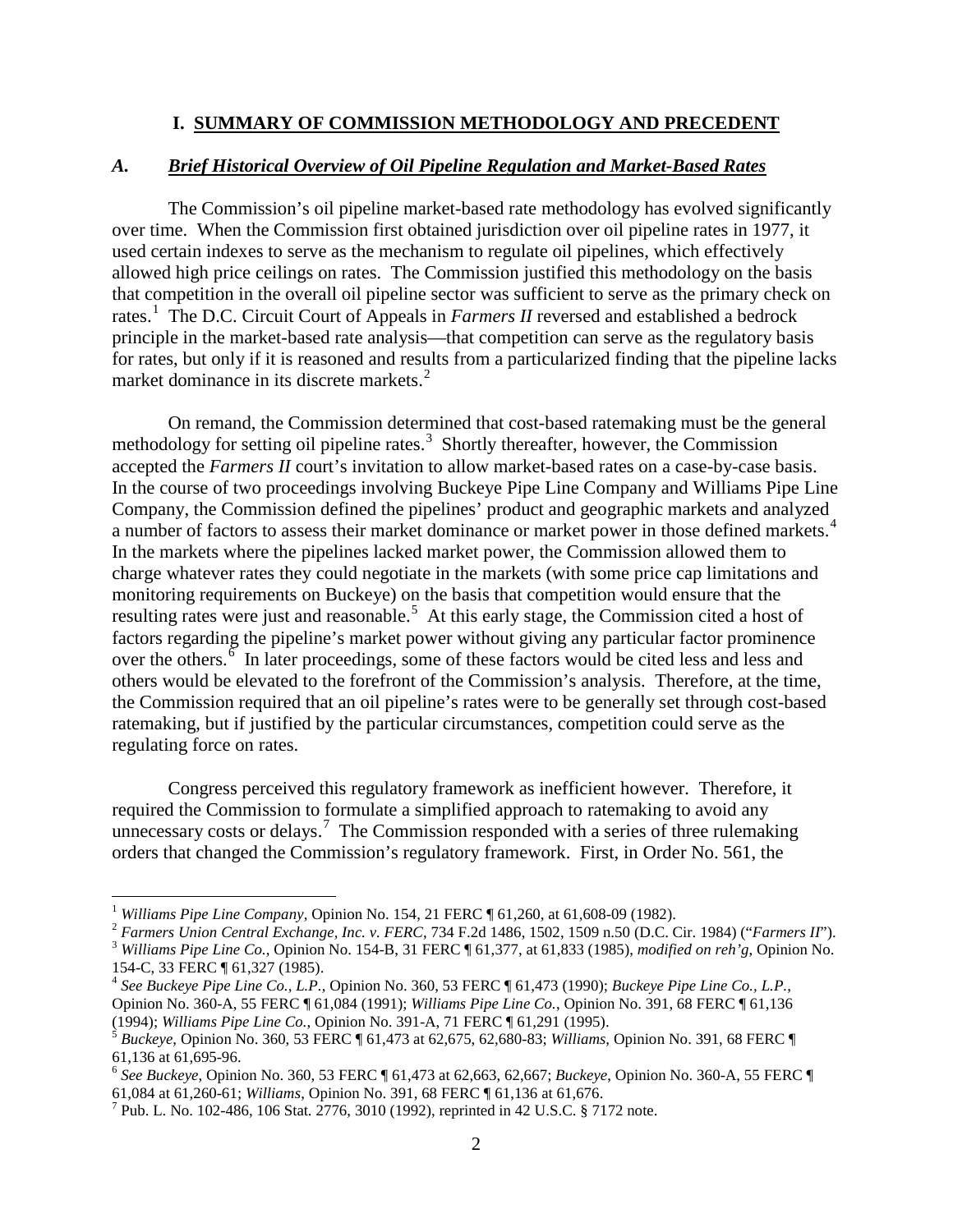# I. SUMMARY OF COMMISSION METHODOLOGY AND PRECEDENT

## *A. Brief Historical Overview of Oil Pipeline Regulation and Market-Based Rates*

The Commission's oil pipeline market-based rate methodology has evolved significantly over time. When the Commission first obtained jurisdiction over oil pipeline rates in 1977, it used certain indexes to serve as the mechanism to regulate oil pipelines, which effectively allowed high price ceilings on rates. The Commission justified this methodology on the basis that competition in the overall oil pipeline sector was sufficient to serve as the primary check on rates.[1] The D.C. Circuit Court of Appeals in *Farmers II* reversed and established a bedrock principle in the market-based rate analysis—that competition can serve as the regulatory basis for rates, but only if it is reasoned and results from a particularized finding that the pipeline lacks market dominance in its discrete markets.[2]

On remand, the Commission determined that cost-based ratemaking must be the general methodology for setting oil pipeline rates.[3] Shortly thereafter, however, the Commission accepted the *Farmers II* court's invitation to allow market-based rates on a case-by-case basis. In the course of two proceedings involving Buckeye Pipe Line Company and Williams Pipe Line Company, the Commission defined the pipelines' product and geographic markets and analyzed a number of factors to assess their market dominance or market power in those defined markets.[4] In the markets where the pipelines lacked market power, the Commission allowed them to charge whatever rates they could negotiate in the markets (with some price cap limitations and monitoring requirements on Buckeye) on the basis that competition would ensure that the resulting rates were just and reasonable.[5] At this early stage, the Commission cited a host of factors regarding the pipeline's market power without giving any particular factor prominence over the others.[6] In later proceedings, some of these factors would be cited less and less and others would be elevated to the forefront of the Commission's analysis. Therefore, at the time, the Commission required that an oil pipeline's rates were to be generally set through cost-based ratemaking, but if justified by the particular circumstances, competition could serve as the regulating force on rates.

Congress perceived this regulatory framework as inefficient however. Therefore, it required the Commission to formulate a simplified approach to ratemaking to avoid any unnecessary costs or delays.[7] The Commission responded with a series of three rulemaking orders that changed the Commission's regulatory framework. First, in Order No. 561, the

---

[1] *Williams Pipe Line Company*, Opinion No. 154, 21 FERC ¶ 61,260, at 61,608-09 (1982).

[2] *Farmers Union Central Exchange, Inc. v. FERC*, 734 F.2d 1486, 1502, 1509 n.50 (D.C. Cir. 1984) ("*Farmers II*").

[3] *Williams Pipe Line Co.*, Opinion No. 154-B, 31 FERC ¶ 61,377, at 61,833 (1985), *modified on reh'g*, Opinion No. 154-C, 33 FERC ¶ 61,327 (1985).

[4] *See Buckeye Pipe Line Co., L.P.*, Opinion No. 360, 53 FERC ¶ 61,473 (1990); *Buckeye Pipe Line Co., L.P.*, Opinion No. 360-A, 55 FERC ¶ 61,084 (1991); *Williams Pipe Line Co.*, Opinion No. 391, 68 FERC ¶ 61,136 (1994); *Williams Pipe Line Co.*, Opinion No. 391-A, 71 FERC ¶ 61,291 (1995).

[5] *Buckeye*, Opinion No. 360, 53 FERC ¶ 61,473 at 62,675, 62,680-83; *Williams*, Opinion No. 391, 68 FERC ¶ 61,136 at 61,695-96.

[6] *See Buckeye*, Opinion No. 360, 53 FERC ¶ 61,473 at 62,663, 62,667; *Buckeye*, Opinion No. 360-A, 55 FERC ¶ 61,084 at 61,260-61; *Williams*, Opinion No. 391, 68 FERC ¶ 61,136 at 61,676.

[7] Pub. L. No. 102-486, 106 Stat. 2776, 3010 (1992), reprinted in 42 U.S.C. § 7172 note.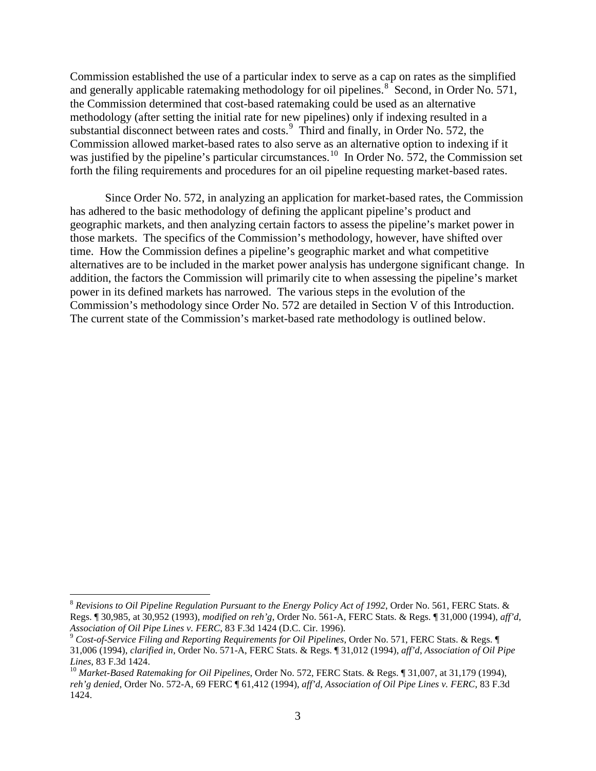Commission established the use of a particular index to serve as a cap on rates as the simplified and generally applicable ratemaking methodology for oil pipelines.[8] Second, in Order No. 571, the Commission determined that cost-based ratemaking could be used as an alternative methodology (after setting the initial rate for new pipelines) only if indexing resulted in a substantial disconnect between rates and costs.[9] Third and finally, in Order No. 572, the Commission allowed market-based rates to also serve as an alternative option to indexing if it was justified by the pipeline's particular circumstances.[10] In Order No. 572, the Commission set forth the filing requirements and procedures for an oil pipeline requesting market-based rates.

Since Order No. 572, in analyzing an application for market-based rates, the Commission has adhered to the basic methodology of defining the applicant pipeline's product and geographic markets, and then analyzing certain factors to assess the pipeline's market power in those markets. The specifics of the Commission's methodology, however, have shifted over time. How the Commission defines a pipeline's geographic market and what competitive alternatives are to be included in the market power analysis has undergone significant change. In addition, the factors the Commission will primarily cite to when assessing the pipeline's market power in its defined markets has narrowed. The various steps in the evolution of the Commission's methodology since Order No. 572 are detailed in Section V of this Introduction. The current state of the Commission's market-based rate methodology is outlined below.

---

[8] *Revisions to Oil Pipeline Regulation Pursuant to the Energy Policy Act of 1992*, Order No. 561, FERC Stats. & Regs. ¶ 30,985, at 30,952 (1993), *modified on reh'g*, Order No. 561-A, FERC Stats. & Regs. ¶ 31,000 (1994), *aff'd*, *Association of Oil Pipe Lines v. FERC*, 83 F.3d 1424 (D.C. Cir. 1996).

[9] *Cost-of-Service Filing and Reporting Requirements for Oil Pipelines*, Order No. 571, FERC Stats. & Regs. ¶ 31,006 (1994), *clarified in*, Order No. 571-A, FERC Stats. & Regs. ¶ 31,012 (1994), *aff'd*, *Association of Oil Pipe Lines*, 83 F.3d 1424.

[10] *Market-Based Ratemaking for Oil Pipelines*, Order No. 572, FERC Stats. & Regs. ¶ 31,007, at 31,179 (1994), *reh'g denied*, Order No. 572-A, 69 FERC ¶ 61,412 (1994), *aff'd*, *Association of Oil Pipe Lines v. FERC*, 83 F.3d 1424.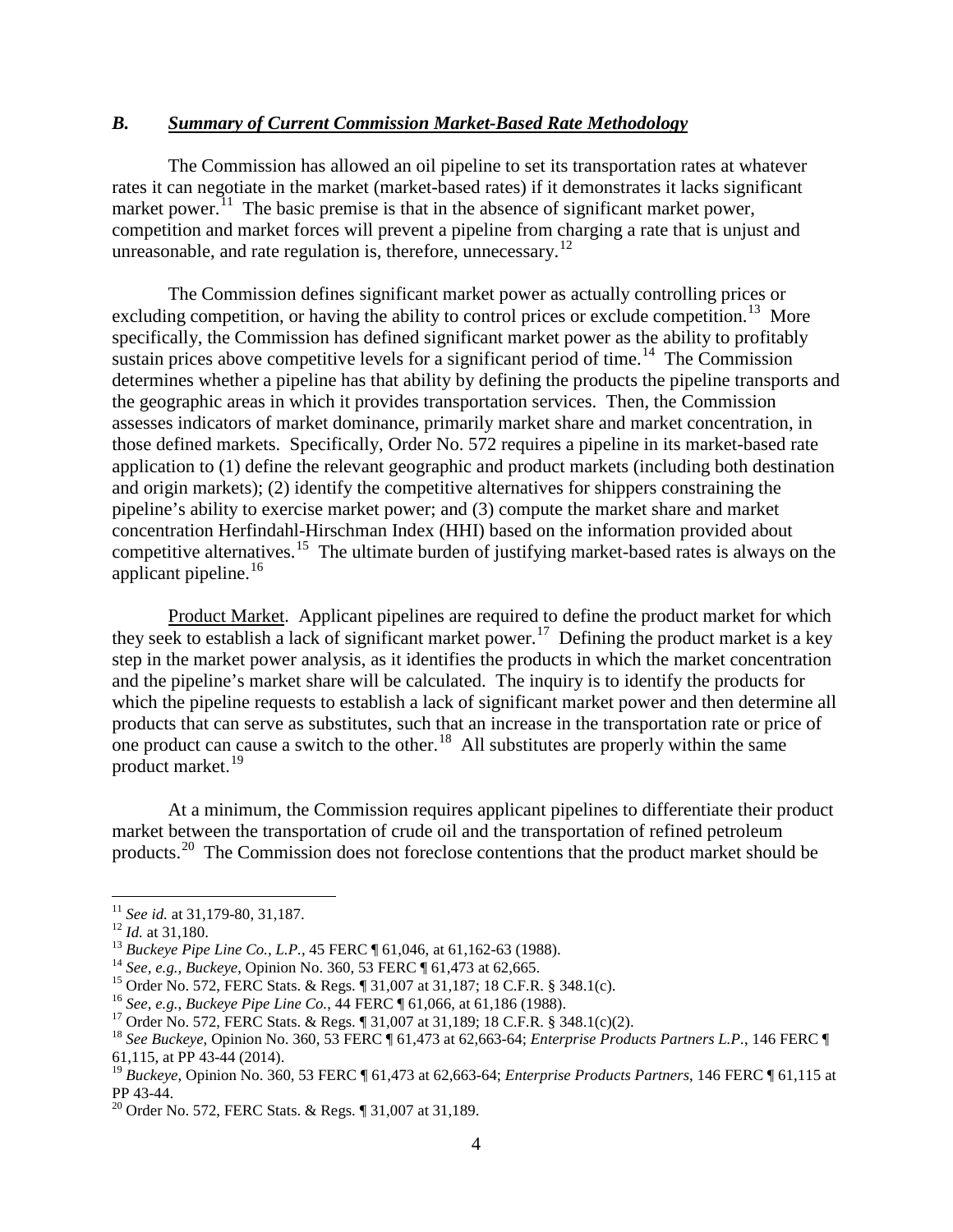### *B. Summary of Current Commission Market-Based Rate Methodology*

The Commission has allowed an oil pipeline to set its transportation rates at whatever rates it can negotiate in the market (market-based rates) if it demonstrates it lacks significant market power.[11] The basic premise is that in the absence of significant market power, competition and market forces will prevent a pipeline from charging a rate that is unjust and unreasonable, and rate regulation is, therefore, unnecessary.[12]

The Commission defines significant market power as actually controlling prices or excluding competition, or having the ability to control prices or exclude competition.[13] More specifically, the Commission has defined significant market power as the ability to profitably sustain prices above competitive levels for a significant period of time.[14] The Commission determines whether a pipeline has that ability by defining the products the pipeline transports and the geographic areas in which it provides transportation services. Then, the Commission assesses indicators of market dominance, primarily market share and market concentration, in those defined markets. Specifically, Order No. 572 requires a pipeline in its market-based rate application to (1) define the relevant geographic and product markets (including both destination and origin markets); (2) identify the competitive alternatives for shippers constraining the pipeline's ability to exercise market power; and (3) compute the market share and market concentration Herfindahl-Hirschman Index (HHI) based on the information provided about competitive alternatives.[15] The ultimate burden of justifying market-based rates is always on the applicant pipeline.[16]

Product Market. Applicant pipelines are required to define the product market for which they seek to establish a lack of significant market power.[17] Defining the product market is a key step in the market power analysis, as it identifies the products in which the market concentration and the pipeline's market share will be calculated. The inquiry is to identify the products for which the pipeline requests to establish a lack of significant market power and then determine all products that can serve as substitutes, such that an increase in the transportation rate or price of one product can cause a switch to the other.[18] All substitutes are properly within the same product market.[19]

At a minimum, the Commission requires applicant pipelines to differentiate their product market between the transportation of crude oil and the transportation of refined petroleum products.[20] The Commission does not foreclose contentions that the product market should be

---

[11] *See id.* at 31,179-80, 31,187.

[12] *Id.* at 31,180.

[13] *Buckeye Pipe Line Co., L.P.*, 45 FERC ¶ 61,046, at 61,162-63 (1988).

[14] *See, e.g., Buckeye*, Opinion No. 360, 53 FERC ¶ 61,473 at 62,665.

[15] Order No. 572, FERC Stats. & Regs. ¶ 31,007 at 31,187; 18 C.F.R. § 348.1(c).

[16] *See, e.g., Buckeye Pipe Line Co.*, 44 FERC ¶ 61,066, at 61,186 (1988).

[17] Order No. 572, FERC Stats. & Regs. ¶ 31,007 at 31,189; 18 C.F.R. § 348.1(c)(2).

[18] *See Buckeye*, Opinion No. 360, 53 FERC ¶ 61,473 at 62,663-64; *Enterprise Products Partners L.P.*, 146 FERC ¶ 61,115, at PP 43-44 (2014).

[19] *Buckeye*, Opinion No. 360, 53 FERC ¶ 61,473 at 62,663-64; *Enterprise Products Partners*, 146 FERC ¶ 61,115 at PP 43-44.

[20] Order No. 572, FERC Stats. & Regs. ¶ 31,007 at 31,189.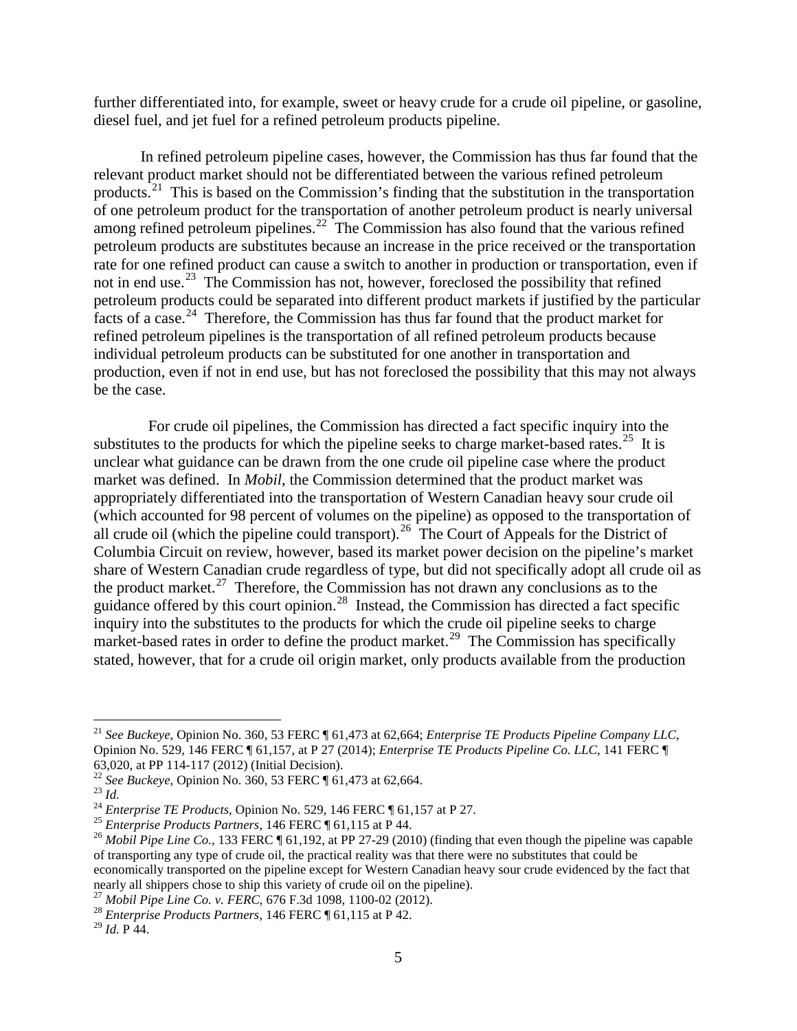further differentiated into, for example, sweet or heavy crude for a crude oil pipeline, or gasoline, diesel fuel, and jet fuel for a refined petroleum products pipeline.

In refined petroleum pipeline cases, however, the Commission has thus far found that the relevant product market should not be differentiated between the various refined petroleum products.[21] This is based on the Commission's finding that the substitution in the transportation of one petroleum product for the transportation of another petroleum product is nearly universal among refined petroleum pipelines.[22] The Commission has also found that the various refined petroleum products are substitutes because an increase in the price received or the transportation rate for one refined product can cause a switch to another in production or transportation, even if not in end use.[23] The Commission has not, however, foreclosed the possibility that refined petroleum products could be separated into different product markets if justified by the particular facts of a case.[24] Therefore, the Commission has thus far found that the product market for refined petroleum pipelines is the transportation of all refined petroleum products because individual petroleum products can be substituted for one another in transportation and production, even if not in end use, but has not foreclosed the possibility that this may not always be the case.

For crude oil pipelines, the Commission has directed a fact specific inquiry into the substitutes to the products for which the pipeline seeks to charge market-based rates.[25] It is unclear what guidance can be drawn from the one crude oil pipeline case where the product market was defined. In *Mobil*, the Commission determined that the product market was appropriately differentiated into the transportation of Western Canadian heavy sour crude oil (which accounted for 98 percent of volumes on the pipeline) as opposed to the transportation of all crude oil (which the pipeline could transport).[26] The Court of Appeals for the District of Columbia Circuit on review, however, based its market power decision on the pipeline's market share of Western Canadian crude regardless of type, but did not specifically adopt all crude oil as the product market.[27] Therefore, the Commission has not drawn any conclusions as to the guidance offered by this court opinion.[28] Instead, the Commission has directed a fact specific inquiry into the substitutes to the products for which the crude oil pipeline seeks to charge market-based rates in order to define the product market.[29] The Commission has specifically stated, however, that for a crude oil origin market, only products available from the production

---

[21] *See Buckeye*, Opinion No. 360, 53 FERC ¶ 61,473 at 62,664; *Enterprise TE Products Pipeline Company LLC*, Opinion No. 529, 146 FERC ¶ 61,157, at P 27 (2014); *Enterprise TE Products Pipeline Co. LLC*, 141 FERC ¶ 63,020, at PP 114-117 (2012) (Initial Decision).

[22] *See Buckeye*, Opinion No. 360, 53 FERC ¶ 61,473 at 62,664.

[23] *Id.*

[24] *Enterprise TE Products*, Opinion No. 529, 146 FERC ¶ 61,157 at P 27.

[25] *Enterprise Products Partners*, 146 FERC ¶ 61,115 at P 44.

[26] *Mobil Pipe Line Co.*, 133 FERC ¶ 61,192, at PP 27-29 (2010) (finding that even though the pipeline was capable of transporting any type of crude oil, the practical reality was that there were no substitutes that could be economically transported on the pipeline except for Western Canadian heavy sour crude evidenced by the fact that nearly all shippers chose to ship this variety of crude oil on the pipeline).

[27] *Mobil Pipe Line Co. v. FERC*, 676 F.3d 1098, 1100-02 (2012).

[28] *Enterprise Products Partners*, 146 FERC ¶ 61,115 at P 42.

[29] *Id.* P 44.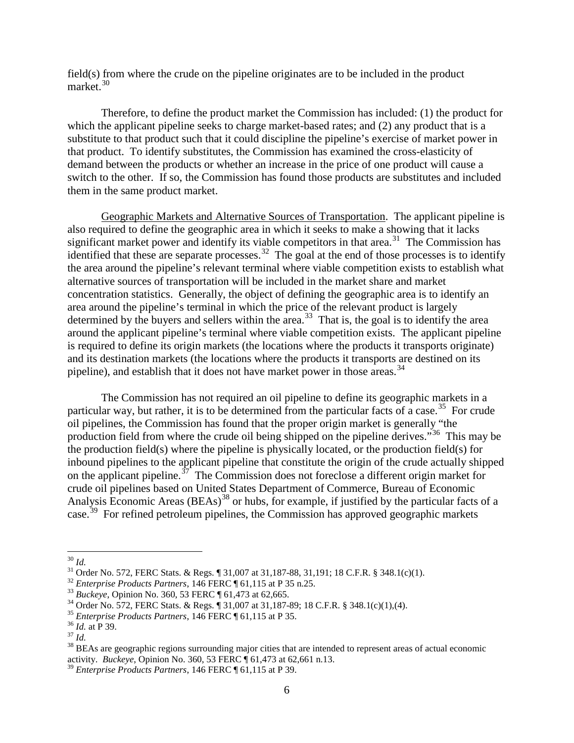field(s) from where the crude on the pipeline originates are to be included in the product market.[30]

Therefore, to define the product market the Commission has included: (1) the product for which the applicant pipeline seeks to charge market-based rates; and (2) any product that is a substitute to that product such that it could discipline the pipeline's exercise of market power in that product. To identify substitutes, the Commission has examined the cross-elasticity of demand between the products or whether an increase in the price of one product will cause a switch to the other. If so, the Commission has found those products are substitutes and included them in the same product market.

Geographic Markets and Alternative Sources of Transportation. The applicant pipeline is also required to define the geographic area in which it seeks to make a showing that it lacks significant market power and identify its viable competitors in that area.[31] The Commission has identified that these are separate processes.[32] The goal at the end of those processes is to identify the area around the pipeline's relevant terminal where viable competition exists to establish what alternative sources of transportation will be included in the market share and market concentration statistics. Generally, the object of defining the geographic area is to identify an area around the pipeline's terminal in which the price of the relevant product is largely determined by the buyers and sellers within the area.[33] That is, the goal is to identify the area around the applicant pipeline's terminal where viable competition exists. The applicant pipeline is required to define its origin markets (the locations where the products it transports originate) and its destination markets (the locations where the products it transports are destined on its pipeline), and establish that it does not have market power in those areas.[34]

The Commission has not required an oil pipeline to define its geographic markets in a particular way, but rather, it is to be determined from the particular facts of a case.[35] For crude oil pipelines, the Commission has found that the proper origin market is generally "the production field from where the crude oil being shipped on the pipeline derives."[36] This may be the production field(s) where the pipeline is physically located, or the production field(s) for inbound pipelines to the applicant pipeline that constitute the origin of the crude actually shipped on the applicant pipeline.[37] The Commission does not foreclose a different origin market for crude oil pipelines based on United States Department of Commerce, Bureau of Economic Analysis Economic Areas (BEAs)[38] or hubs, for example, if justified by the particular facts of a case.[39] For refined petroleum pipelines, the Commission has approved geographic markets

---

[30] *Id.*

[31] Order No. 572, FERC Stats. & Regs. ¶ 31,007 at 31,187-88, 31,191; 18 C.F.R. § 348.1(c)(1).

[32] *Enterprise Products Partners*, 146 FERC ¶ 61,115 at P 35 n.25.

[33] *Buckeye*, Opinion No. 360, 53 FERC ¶ 61,473 at 62,665.

[34] Order No. 572, FERC Stats. & Regs. ¶ 31,007 at 31,187-89; 18 C.F.R. § 348.1(c)(1),(4).

[35] *Enterprise Products Partners*, 146 FERC ¶ 61,115 at P 35.

[36] *Id.* at P 39.

[37] *Id.*

[38] BEAs are geographic regions surrounding major cities that are intended to represent areas of actual economic activity. *Buckeye*, Opinion No. 360, 53 FERC ¶ 61,473 at 62,661 n.13.

[39] *Enterprise Products Partners*, 146 FERC ¶ 61,115 at P 39.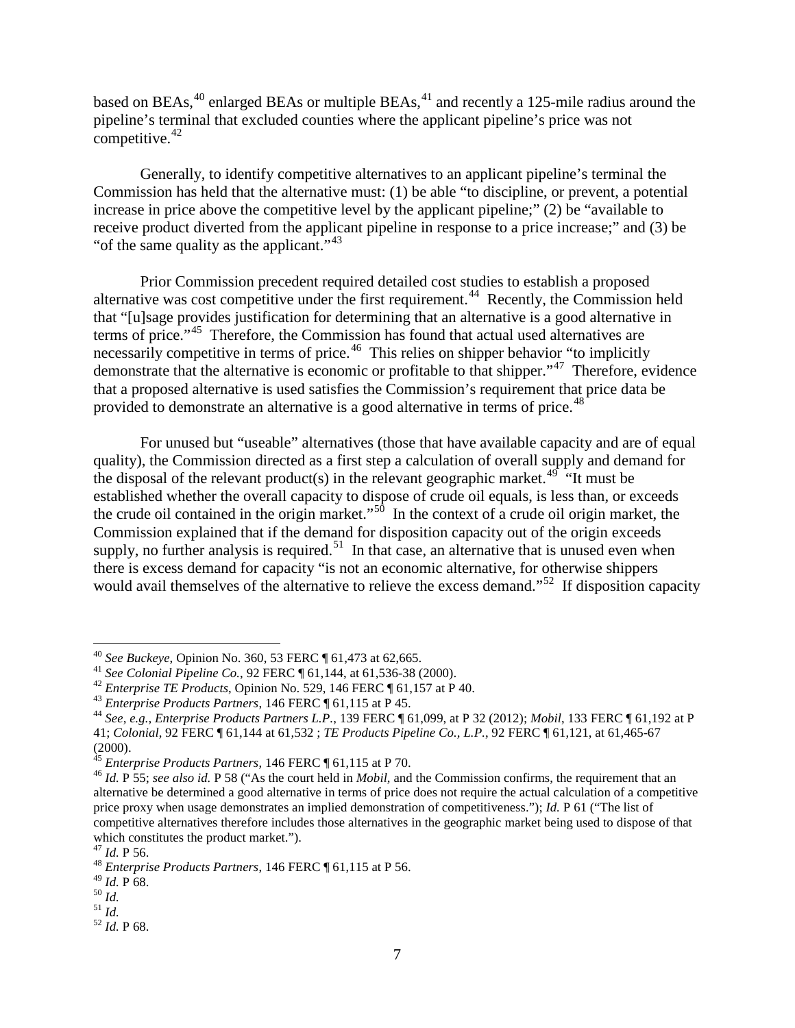based on BEAs,[40] enlarged BEAs or multiple BEAs,[41] and recently a 125-mile radius around the pipeline's terminal that excluded counties where the applicant pipeline's price was not competitive.[42]

Generally, to identify competitive alternatives to an applicant pipeline's terminal the Commission has held that the alternative must: (1) be able "to discipline, or prevent, a potential increase in price above the competitive level by the applicant pipeline;" (2) be "available to receive product diverted from the applicant pipeline in response to a price increase;" and (3) be "of the same quality as the applicant."[43]

Prior Commission precedent required detailed cost studies to establish a proposed alternative was cost competitive under the first requirement.[44] Recently, the Commission held that "[u]sage provides justification for determining that an alternative is a good alternative in terms of price."[45] Therefore, the Commission has found that actual used alternatives are necessarily competitive in terms of price.[46] This relies on shipper behavior "to implicitly demonstrate that the alternative is economic or profitable to that shipper."[47] Therefore, evidence that a proposed alternative is used satisfies the Commission's requirement that price data be provided to demonstrate an alternative is a good alternative in terms of price.[48]

For unused but "useable" alternatives (those that have available capacity and are of equal quality), the Commission directed as a first step a calculation of overall supply and demand for the disposal of the relevant product(s) in the relevant geographic market.[49] "It must be established whether the overall capacity to dispose of crude oil equals, is less than, or exceeds the crude oil contained in the origin market."[50] In the context of a crude oil origin market, the Commission explained that if the demand for disposition capacity out of the origin exceeds supply, no further analysis is required.[51] In that case, an alternative that is unused even when there is excess demand for capacity "is not an economic alternative, for otherwise shippers would avail themselves of the alternative to relieve the excess demand."[52] If disposition capacity

---

[40] *See Buckeye*, Opinion No. 360, 53 FERC ¶ 61,473 at 62,665.

[41] *See Colonial Pipeline Co.*, 92 FERC ¶ 61,144, at 61,536-38 (2000).

[42] *Enterprise TE Products*, Opinion No. 529, 146 FERC ¶ 61,157 at P 40.

[43] *Enterprise Products Partners*, 146 FERC ¶ 61,115 at P 45.

[44] *See, e.g., Enterprise Products Partners L.P.*, 139 FERC ¶ 61,099, at P 32 (2012); *Mobil*, 133 FERC ¶ 61,192 at P 41; *Colonial*, 92 FERC ¶ 61,144 at 61,532 ; *TE Products Pipeline Co., L.P.*, 92 FERC ¶ 61,121, at 61,465-67 (2000).

[45] *Enterprise Products Partners*, 146 FERC ¶ 61,115 at P 70.

[46] *Id.* P 55; *see also id.* P 58 ("As the court held in *Mobil*, and the Commission confirms, the requirement that an alternative be determined a good alternative in terms of price does not require the actual calculation of a competitive price proxy when usage demonstrates an implied demonstration of competitiveness."); *Id.* P 61 ("The list of competitive alternatives therefore includes those alternatives in the geographic market being used to dispose of that which constitutes the product market.").

[47] *Id.* P 56.

[48] *Enterprise Products Partners*, 146 FERC ¶ 61,115 at P 56.

[49] *Id.* P 68.

[50] *Id.*

[51] *Id.*

[52] *Id.* P 68.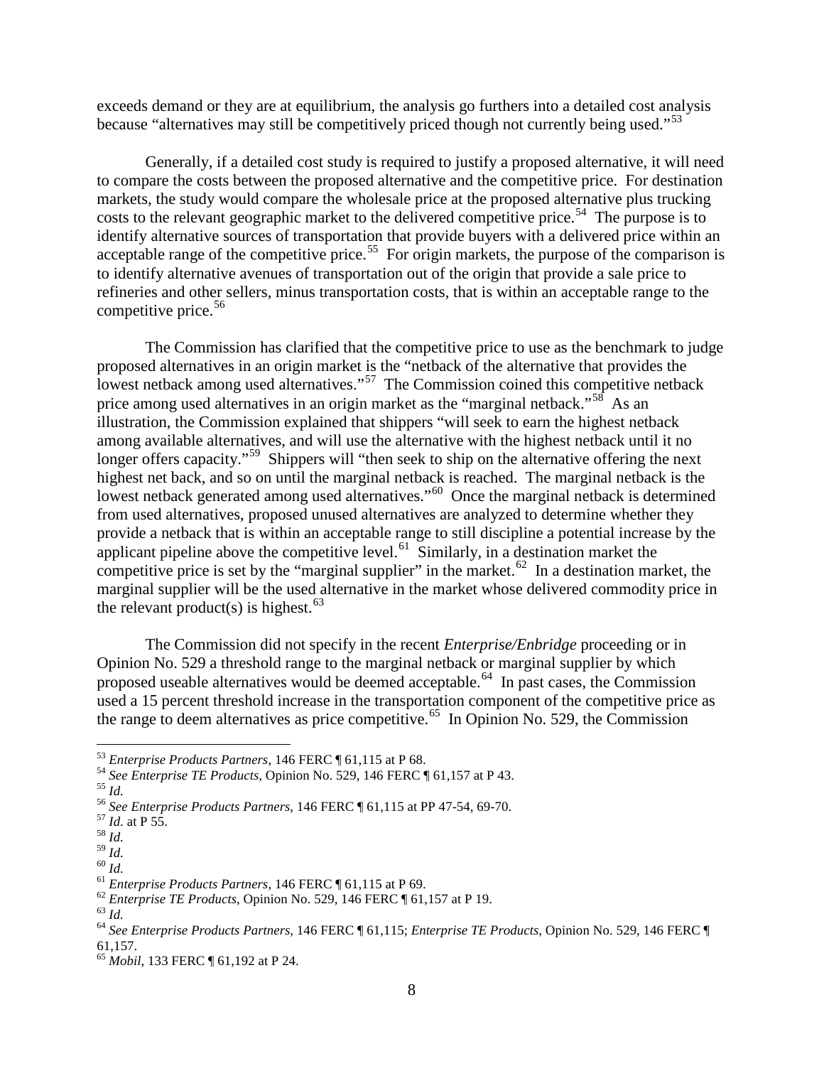exceeds demand or they are at equilibrium, the analysis go furthers into a detailed cost analysis because "alternatives may still be competitively priced though not currently being used."[53]

Generally, if a detailed cost study is required to justify a proposed alternative, it will need to compare the costs between the proposed alternative and the competitive price. For destination markets, the study would compare the wholesale price at the proposed alternative plus trucking costs to the relevant geographic market to the delivered competitive price.[54] The purpose is to identify alternative sources of transportation that provide buyers with a delivered price within an acceptable range of the competitive price.[55] For origin markets, the purpose of the comparison is to identify alternative avenues of transportation out of the origin that provide a sale price to refineries and other sellers, minus transportation costs, that is within an acceptable range to the competitive price.[56]

The Commission has clarified that the competitive price to use as the benchmark to judge proposed alternatives in an origin market is the "netback of the alternative that provides the lowest netback among used alternatives."[57] The Commission coined this competitive netback price among used alternatives in an origin market as the "marginal netback."[58] As an illustration, the Commission explained that shippers "will seek to earn the highest netback among available alternatives, and will use the alternative with the highest netback until it no longer offers capacity."[59] Shippers will "then seek to ship on the alternative offering the next highest net back, and so on until the marginal netback is reached. The marginal netback is the lowest netback generated among used alternatives."[60] Once the marginal netback is determined from used alternatives, proposed unused alternatives are analyzed to determine whether they provide a netback that is within an acceptable range to still discipline a potential increase by the applicant pipeline above the competitive level.[61] Similarly, in a destination market the competitive price is set by the "marginal supplier" in the market.[62] In a destination market, the marginal supplier will be the used alternative in the market whose delivered commodity price in the relevant product(s) is highest.[63]

The Commission did not specify in the recent *Enterprise/Enbridge* proceeding or in Opinion No. 529 a threshold range to the marginal netback or marginal supplier by which proposed useable alternatives would be deemed acceptable.[64] In past cases, the Commission used a 15 percent threshold increase in the transportation component of the competitive price as the range to deem alternatives as price competitive.[65] In Opinion No. 529, the Commission

---

[53] *Enterprise Products Partners*, 146 FERC ¶ 61,115 at P 68.

[54] *See Enterprise TE Products*, Opinion No. 529, 146 FERC ¶ 61,157 at P 43.

[55] *Id.*

[56] *See Enterprise Products Partners*, 146 FERC ¶ 61,115 at PP 47-54, 69-70.

[57] *Id.* at P 55.

[58] *Id.*

[59] *Id.*

[60] *Id.*

[61] *Enterprise Products Partners*, 146 FERC ¶ 61,115 at P 69.

[62] *Enterprise TE Products*, Opinion No. 529, 146 FERC ¶ 61,157 at P 19.

[63] *Id.*

[64] *See Enterprise Products Partners*, 146 FERC ¶ 61,115; *Enterprise TE Products*, Opinion No. 529, 146 FERC ¶ 61,157.

[65] *Mobil*, 133 FERC ¶ 61,192 at P 24.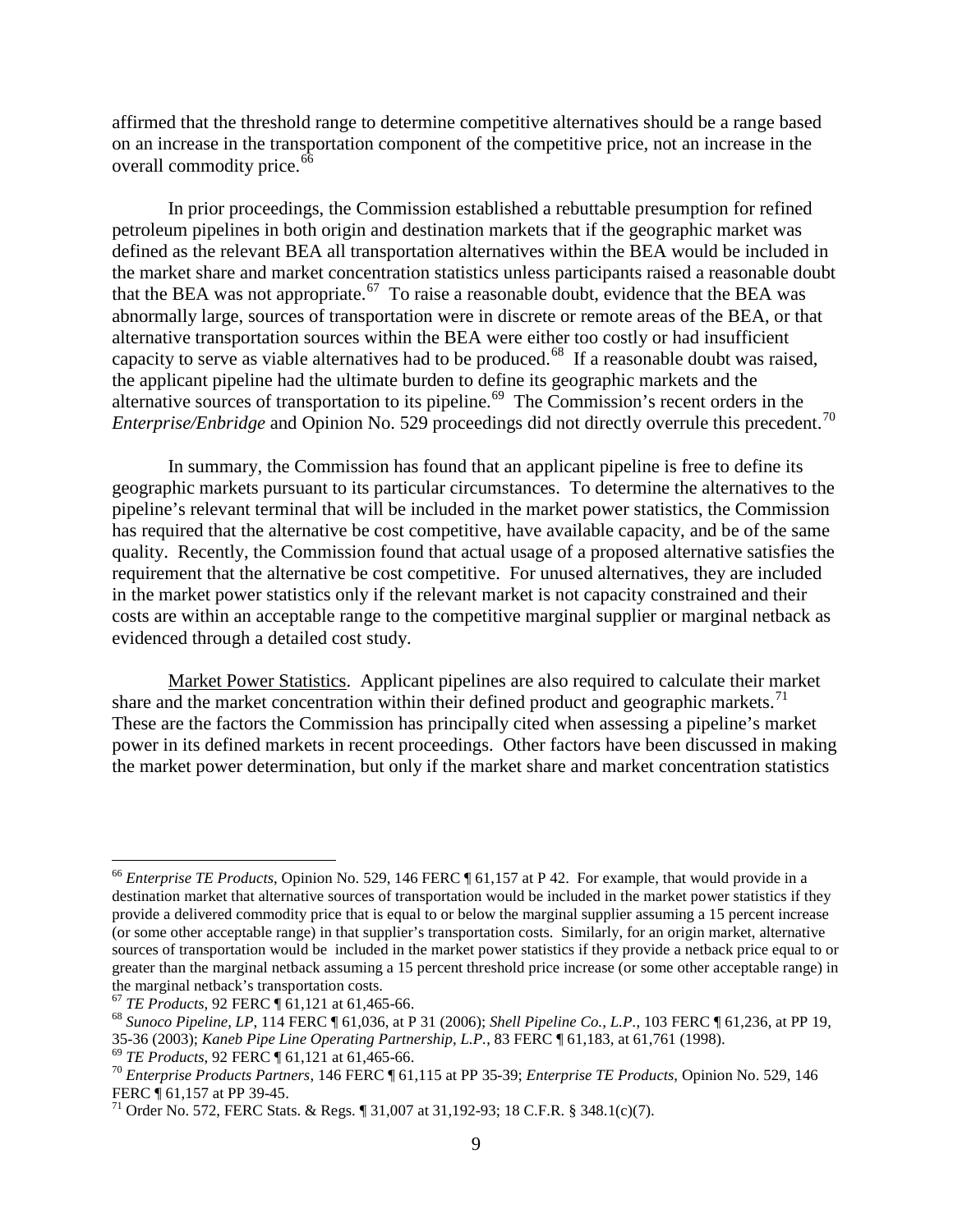affirmed that the threshold range to determine competitive alternatives should be a range based on an increase in the transportation component of the competitive price, not an increase in the overall commodity price.[66]

In prior proceedings, the Commission established a rebuttable presumption for refined petroleum pipelines in both origin and destination markets that if the geographic market was defined as the relevant BEA all transportation alternatives within the BEA would be included in the market share and market concentration statistics unless participants raised a reasonable doubt that the BEA was not appropriate.[67] To raise a reasonable doubt, evidence that the BEA was abnormally large, sources of transportation were in discrete or remote areas of the BEA, or that alternative transportation sources within the BEA were either too costly or had insufficient capacity to serve as viable alternatives had to be produced.[68] If a reasonable doubt was raised, the applicant pipeline had the ultimate burden to define its geographic markets and the alternative sources of transportation to its pipeline.[69] The Commission's recent orders in the *Enterprise/Enbridge* and Opinion No. 529 proceedings did not directly overrule this precedent.[70]

In summary, the Commission has found that an applicant pipeline is free to define its geographic markets pursuant to its particular circumstances. To determine the alternatives to the pipeline's relevant terminal that will be included in the market power statistics, the Commission has required that the alternative be cost competitive, have available capacity, and be of the same quality. Recently, the Commission found that actual usage of a proposed alternative satisfies the requirement that the alternative be cost competitive. For unused alternatives, they are included in the market power statistics only if the relevant market is not capacity constrained and their costs are within an acceptable range to the competitive marginal supplier or marginal netback as evidenced through a detailed cost study.

<u>Market Power Statistics</u>. Applicant pipelines are also required to calculate their market share and the market concentration within their defined product and geographic markets.[71] These are the factors the Commission has principally cited when assessing a pipeline's market power in its defined markets in recent proceedings. Other factors have been discussed in making the market power determination, but only if the market share and market concentration statistics

---

[66] *Enterprise TE Products*, Opinion No. 529, 146 FERC ¶ 61,157 at P 42. For example, that would provide in a destination market that alternative sources of transportation would be included in the market power statistics if they provide a delivered commodity price that is equal to or below the marginal supplier assuming a 15 percent increase (or some other acceptable range) in that supplier's transportation costs. Similarly, for an origin market, alternative sources of transportation would be included in the market power statistics if they provide a netback price equal to or greater than the marginal netback assuming a 15 percent threshold price increase (or some other acceptable range) in the marginal netback's transportation costs.

[67] *TE Products*, 92 FERC ¶ 61,121 at 61,465-66.

[68] *Sunoco Pipeline, LP*, 114 FERC ¶ 61,036, at P 31 (2006); *Shell Pipeline Co., L.P.*, 103 FERC ¶ 61,236, at PP 19, 35-36 (2003); *Kaneb Pipe Line Operating Partnership, L.P.*, 83 FERC ¶ 61,183, at 61,761 (1998).

[69] *TE Products*, 92 FERC ¶ 61,121 at 61,465-66.

[70] *Enterprise Products Partners*, 146 FERC ¶ 61,115 at PP 35-39; *Enterprise TE Products*, Opinion No. 529, 146 FERC ¶ 61,157 at PP 39-45.

[71] Order No. 572, FERC Stats. & Regs. ¶ 31,007 at 31,192-93; 18 C.F.R. § 348.1(c)(7).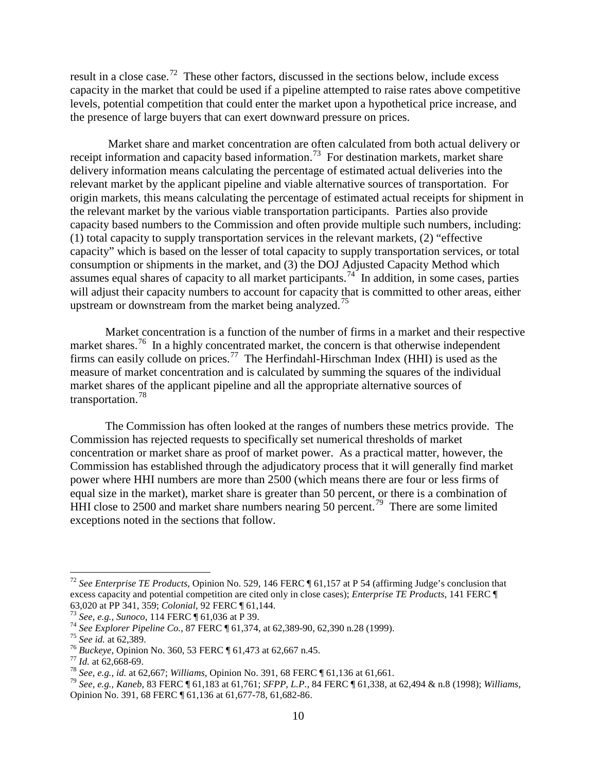result in a close case.[72] These other factors, discussed in the sections below, include excess capacity in the market that could be used if a pipeline attempted to raise rates above competitive levels, potential competition that could enter the market upon a hypothetical price increase, and the presence of large buyers that can exert downward pressure on prices.

Market share and market concentration are often calculated from both actual delivery or receipt information and capacity based information.[73] For destination markets, market share delivery information means calculating the percentage of estimated actual deliveries into the relevant market by the applicant pipeline and viable alternative sources of transportation. For origin markets, this means calculating the percentage of estimated actual receipts for shipment in the relevant market by the various viable transportation participants. Parties also provide capacity based numbers to the Commission and often provide multiple such numbers, including: (1) total capacity to supply transportation services in the relevant markets, (2) "effective capacity" which is based on the lesser of total capacity to supply transportation services, or total consumption or shipments in the market, and (3) the DOJ Adjusted Capacity Method which assumes equal shares of capacity to all market participants.[74] In addition, in some cases, parties will adjust their capacity numbers to account for capacity that is committed to other areas, either upstream or downstream from the market being analyzed.[75]

Market concentration is a function of the number of firms in a market and their respective market shares.[76] In a highly concentrated market, the concern is that otherwise independent firms can easily collude on prices.[77] The Herfindahl-Hirschman Index (HHI) is used as the measure of market concentration and is calculated by summing the squares of the individual market shares of the applicant pipeline and all the appropriate alternative sources of transportation.[78]

The Commission has often looked at the ranges of numbers these metrics provide. The Commission has rejected requests to specifically set numerical thresholds of market concentration or market share as proof of market power. As a practical matter, however, the Commission has established through the adjudicatory process that it will generally find market power where HHI numbers are more than 2500 (which means there are four or less firms of equal size in the market), market share is greater than 50 percent, or there is a combination of HHI close to 2500 and market share numbers nearing 50 percent.[79] There are some limited exceptions noted in the sections that follow.

---

[72] *See Enterprise TE Products*, Opinion No. 529, 146 FERC ¶ 61,157 at P 54 (affirming Judge's conclusion that excess capacity and potential competition are cited only in close cases); *Enterprise TE Products*, 141 FERC ¶ 63,020 at PP 341, 359; *Colonial*, 92 FERC ¶ 61,144.

[73] *See, e.g., Sunoco*, 114 FERC ¶ 61,036 at P 39.

[74] *See Explorer Pipeline Co.*, 87 FERC ¶ 61,374, at 62,389-90, 62,390 n.28 (1999).

[75] *See id.* at 62,389.

[76] *Buckeye*, Opinion No. 360, 53 FERC ¶ 61,473 at 62,667 n.45.

[77] *Id.* at 62,668-69.

[78] *See, e.g., id.* at 62,667; *Williams*, Opinion No. 391, 68 FERC ¶ 61,136 at 61,661.

[79] *See, e.g., Kaneb*, 83 FERC ¶ 61,183 at 61,761; *SFPP, L.P.*, 84 FERC ¶ 61,338, at 62,494 & n.8 (1998); *Williams*, Opinion No. 391, 68 FERC ¶ 61,136 at 61,677-78, 61,682-86.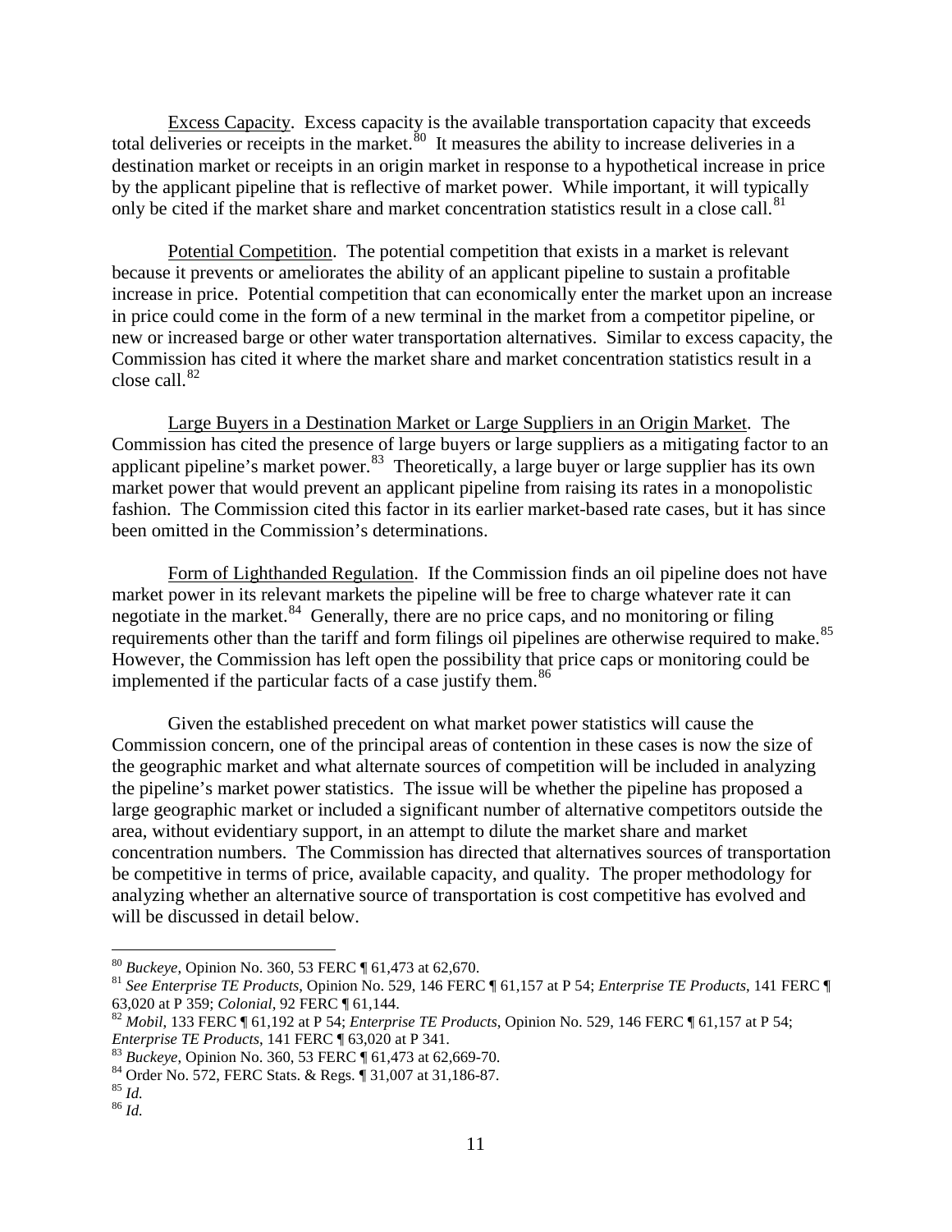Excess Capacity. Excess capacity is the available transportation capacity that exceeds total deliveries or receipts in the market.[80] It measures the ability to increase deliveries in a destination market or receipts in an origin market in response to a hypothetical increase in price by the applicant pipeline that is reflective of market power. While important, it will typically only be cited if the market share and market concentration statistics result in a close call.[81]

Potential Competition. The potential competition that exists in a market is relevant because it prevents or ameliorates the ability of an applicant pipeline to sustain a profitable increase in price. Potential competition that can economically enter the market upon an increase in price could come in the form of a new terminal in the market from a competitor pipeline, or new or increased barge or other water transportation alternatives. Similar to excess capacity, the Commission has cited it where the market share and market concentration statistics result in a close call.[82]

Large Buyers in a Destination Market or Large Suppliers in an Origin Market. The Commission has cited the presence of large buyers or large suppliers as a mitigating factor to an applicant pipeline's market power.[83] Theoretically, a large buyer or large supplier has its own market power that would prevent an applicant pipeline from raising its rates in a monopolistic fashion. The Commission cited this factor in its earlier market-based rate cases, but it has since been omitted in the Commission's determinations.

Form of Lighthanded Regulation. If the Commission finds an oil pipeline does not have market power in its relevant markets the pipeline will be free to charge whatever rate it can negotiate in the market.[84] Generally, there are no price caps, and no monitoring or filing requirements other than the tariff and form filings oil pipelines are otherwise required to make.[85] However, the Commission has left open the possibility that price caps or monitoring could be implemented if the particular facts of a case justify them.[86]

Given the established precedent on what market power statistics will cause the Commission concern, one of the principal areas of contention in these cases is now the size of the geographic market and what alternate sources of competition will be included in analyzing the pipeline's market power statistics. The issue will be whether the pipeline has proposed a large geographic market or included a significant number of alternative competitors outside the area, without evidentiary support, in an attempt to dilute the market share and market concentration numbers. The Commission has directed that alternatives sources of transportation be competitive in terms of price, available capacity, and quality. The proper methodology for analyzing whether an alternative source of transportation is cost competitive has evolved and will be discussed in detail below.

---

[80] *Buckeye*, Opinion No. 360, 53 FERC ¶ 61,473 at 62,670.

[81] *See Enterprise TE Products*, Opinion No. 529, 146 FERC ¶ 61,157 at P 54; *Enterprise TE Products*, 141 FERC ¶ 63,020 at P 359; *Colonial*, 92 FERC ¶ 61,144.

[82] *Mobil*, 133 FERC ¶ 61,192 at P 54; *Enterprise TE Products*, Opinion No. 529, 146 FERC ¶ 61,157 at P 54; *Enterprise TE Products*, 141 FERC ¶ 63,020 at P 341.

[83] *Buckeye*, Opinion No. 360, 53 FERC ¶ 61,473 at 62,669-70.

[84] Order No. 572, FERC Stats. & Regs. ¶ 31,007 at 31,186-87.

[85] *Id.*

[86] *Id.*